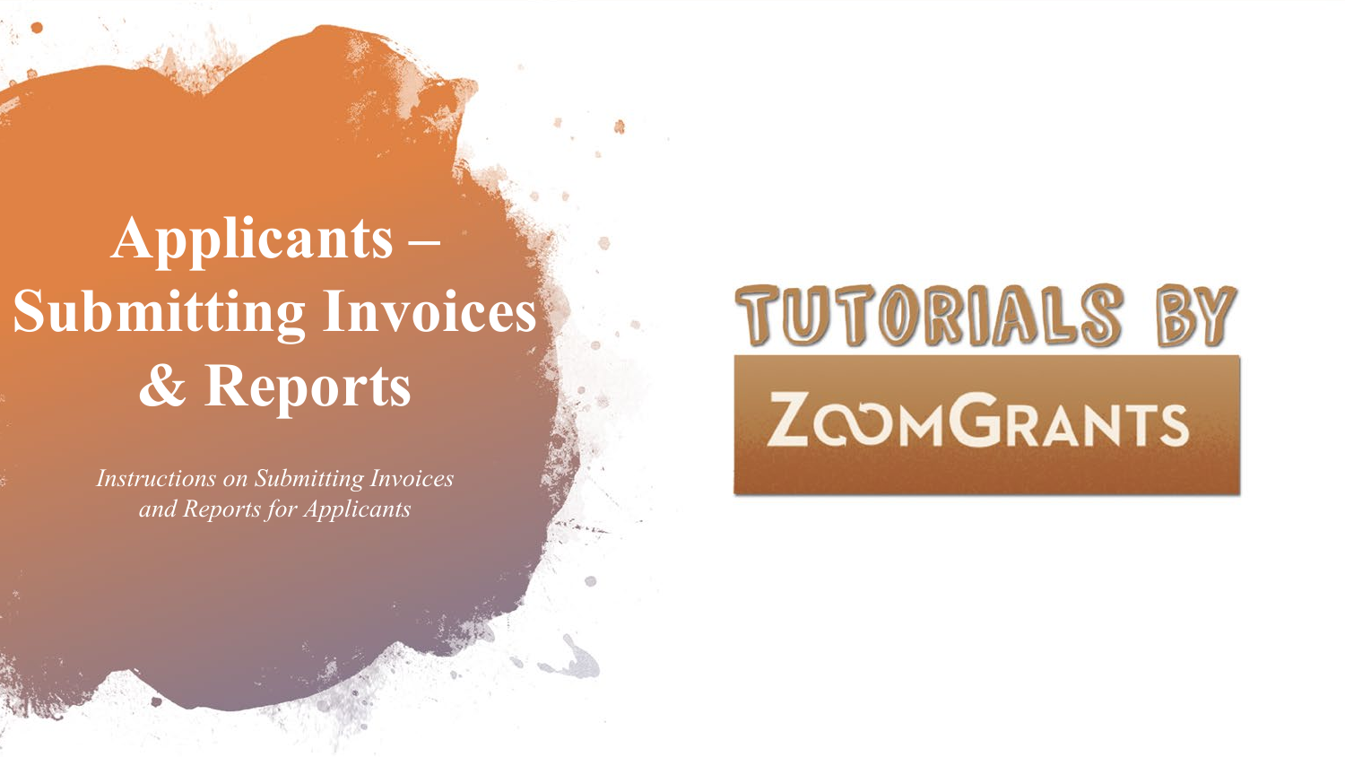# Applicants – Submitting Invoices & Reports

*Instructions on Submitting Invoices and Reports for Applicants*

TUTORIALS BY

ZOOMGRANTS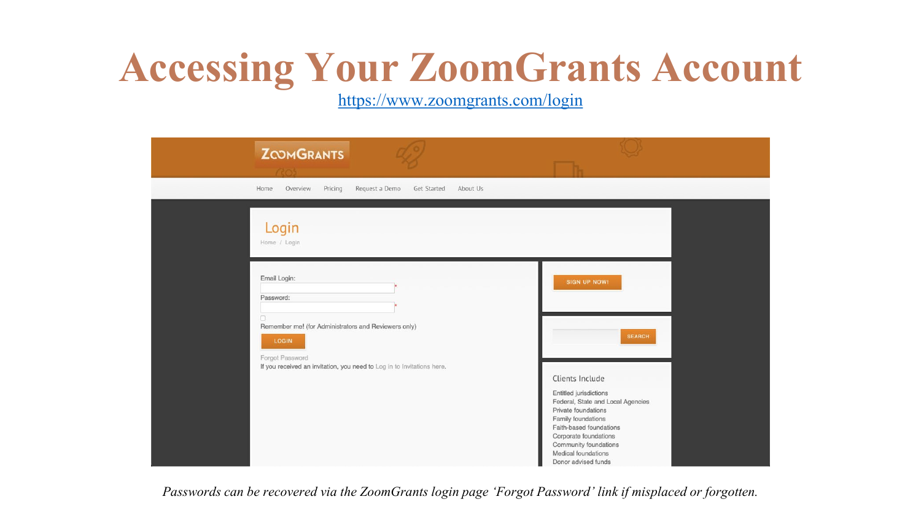# Accessing Your ZoomGrants Account

https://www.zoomgrants.com/login

ZOOMGRANTS

Home Overview Pricing Request a Demo Get Started About Us

## Login

Home / Login

Email Login:

Password:

Remember me! (for Administrators and Reviewers only)

LOGIN

Forgot Password

If you received an invitation, you need to Log in to Invitations here.

SIGN UP NOW!

SEARCH

Clients Include

- Entitled jurisdictions
- Federal, State and Local Agencies
- Private foundations
- Family foundations
- Faith-based foundations
- Corporate foundations
- Community foundations
- Medical foundations
- Donor advised funds

*Passwords can be recovered via the ZoomGrants login page 'Forgot Password' link if misplaced or forgotten.*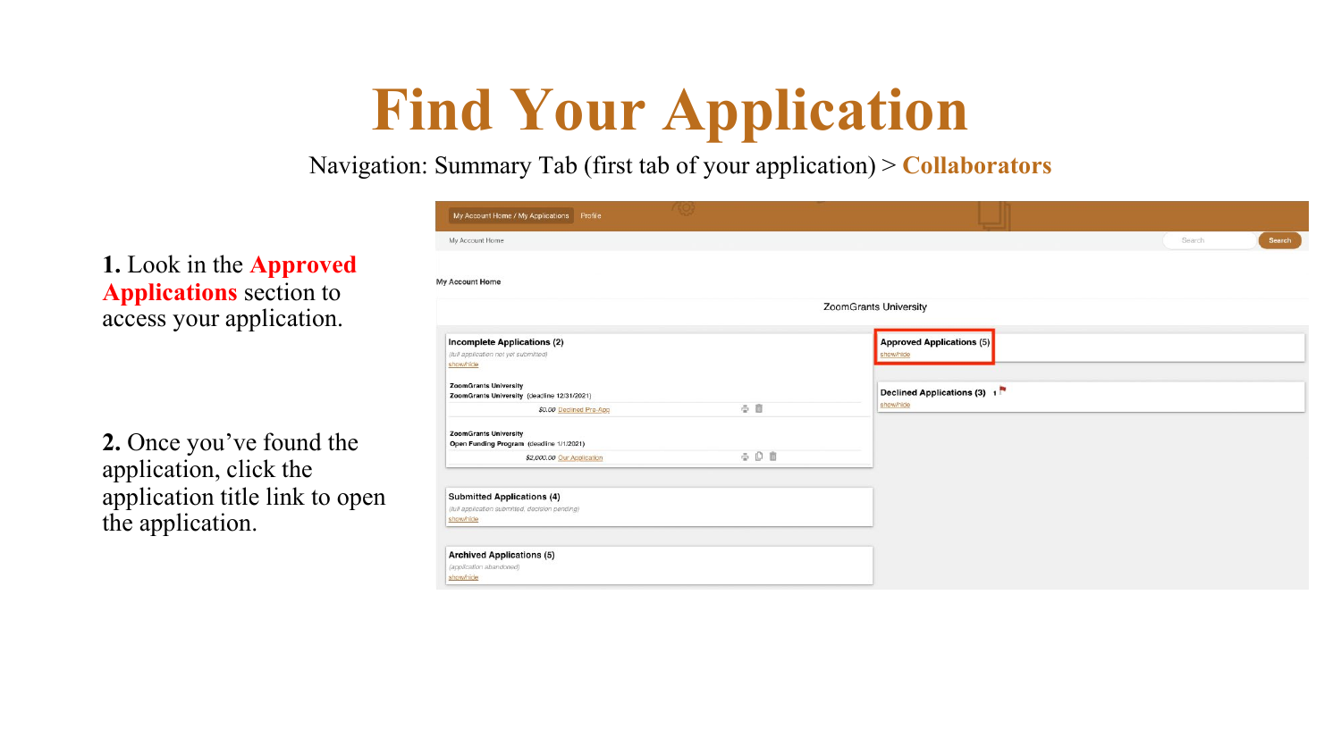# Find Your Application

Navigation: Summary Tab (first tab of your application) > **Collaborators**

**1.** Look in the **Approved Applications** section to access your application.

**2.** Once you've found the application, click the application title link to open the application.

My Account Home / My Applications | Profile

My Account Home

Search

My Account Home

ZoomGrants University

**Incomplete Applications (2)**
*(full application not yet submitted)*
show/hide

ZoomGrants University
ZoomGrants University (deadline 12/31/2021)
$0.00 Declined Pre-App

ZoomGrants University
Open Funding Program (deadline 1/1/2021)
$2,000.00 Our Application

**Approved Applications (5)**
show/hide

**Declined Applications (3)** 1
show/hide

**Submitted Applications (4)**
*(full application submitted, decision pending)*
show/hide

**Archived Applications (5)**
*(application abandoned)*
show/hide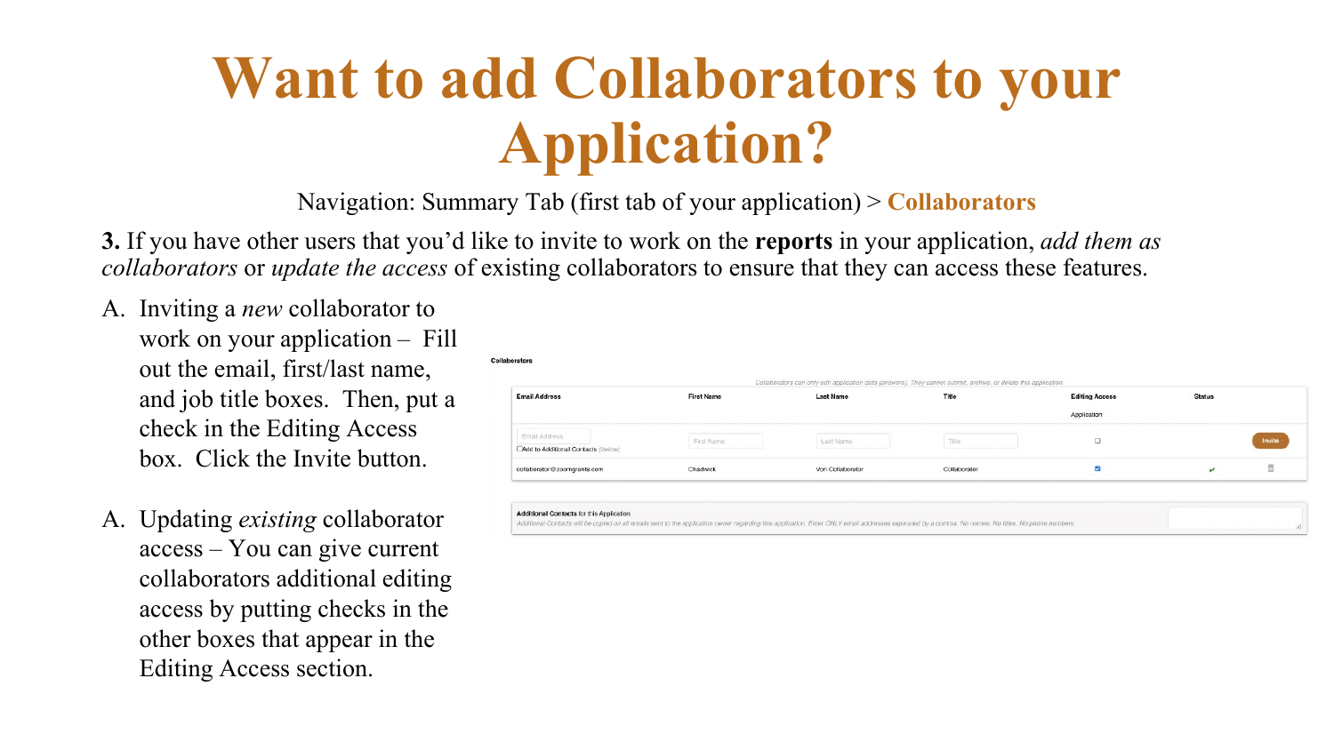# Want to add Collaborators to your Application?

Navigation: Summary Tab (first tab of your application) > **Collaborators**

**3.** If you have other users that you'd like to invite to work on the **reports** in your application, *add them as collaborators* or *update the access* of existing collaborators to ensure that they can access these features.

A. Inviting a *new* collaborator to work on your application – Fill out the email, first/last name, and job title boxes. Then, put a check in the Editing Access box. Click the Invite button.

A. Updating *existing* collaborator access – You can give current collaborators additional editing access by putting checks in the other boxes that appear in the Editing Access section.

**Collaborators**

*Collaborators can only edit application data (answers). They cannot submit, archive, or delete this application.*

| Email Address | First Name | Last Name | Title | Editing Access<br>Application | Status | |
|---|---|---|---|---|---|---|
| Email Address<br>☐ Add to Additional Contacts (below) | First Name | Last Name | Title | ☐ | | Invite |
| collaborator@zoomgrants.com | Chadwick | Von Collaborator | Collaborator | ☑ | ✔ | |

**Additional Contacts** for this Application

*Additional Contacts will be copied on all emails sent to the application owner regarding this application. Enter ONLY email addresses separated by a comma. No names. No titles. No phone numbers.*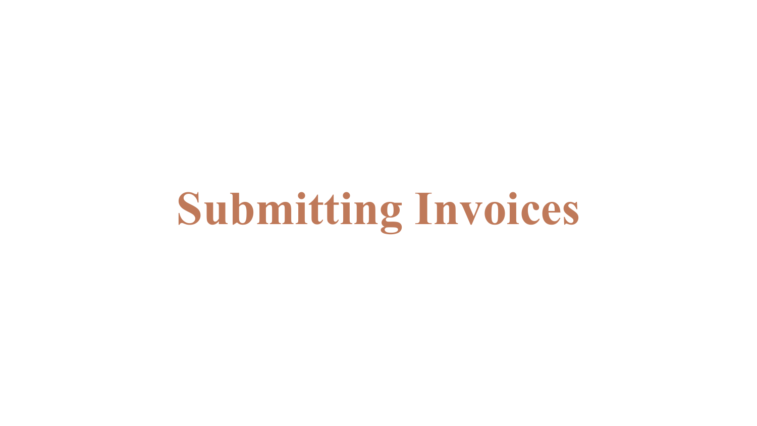# Submitting Invoices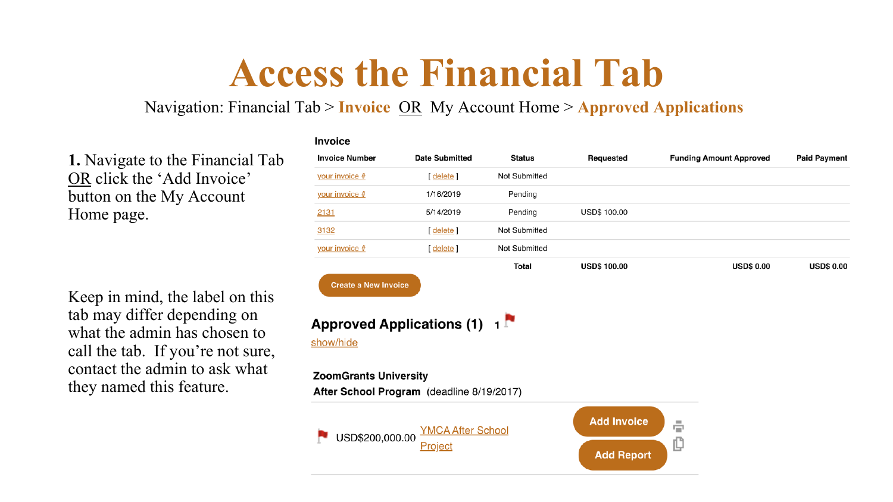# Access the Financial Tab

Navigation: Financial Tab > **Invoice** OR My Account Home > **Approved Applications**

**1.** Navigate to the Financial Tab OR click the 'Add Invoice' button on the My Account Home page.

Keep in mind, the label on this tab may differ depending on what the admin has chosen to call the tab. If you're not sure, contact the admin to ask what they named this feature.

**Invoice**

| Invoice Number | Date Submitted | Status | Requested | Funding Amount Approved | Paid Payment |
|---|---|---|---|---|---|
| your invoice # | [ delete ] | Not Submitted | | | |
| your invoice # | 1/16/2019 | Pending | | | |
| 2131 | 5/14/2019 | Pending | USD$ 100.00 | | |
| 3132 | [ delete ] | Not Submitted | | | |
| your invoice # | [ delete ] | Not Submitted | | | |
| | | **Total** | **USD$ 100.00** | **USD$ 0.00** | **USD$ 0.00** |

Create a New Invoice

**Approved Applications (1)** 1

show/hide

**ZoomGrants University**
**After School Program** (deadline 8/19/2017)

USD$200,000.00 YMCA After School Project

Add Invoice

Add Report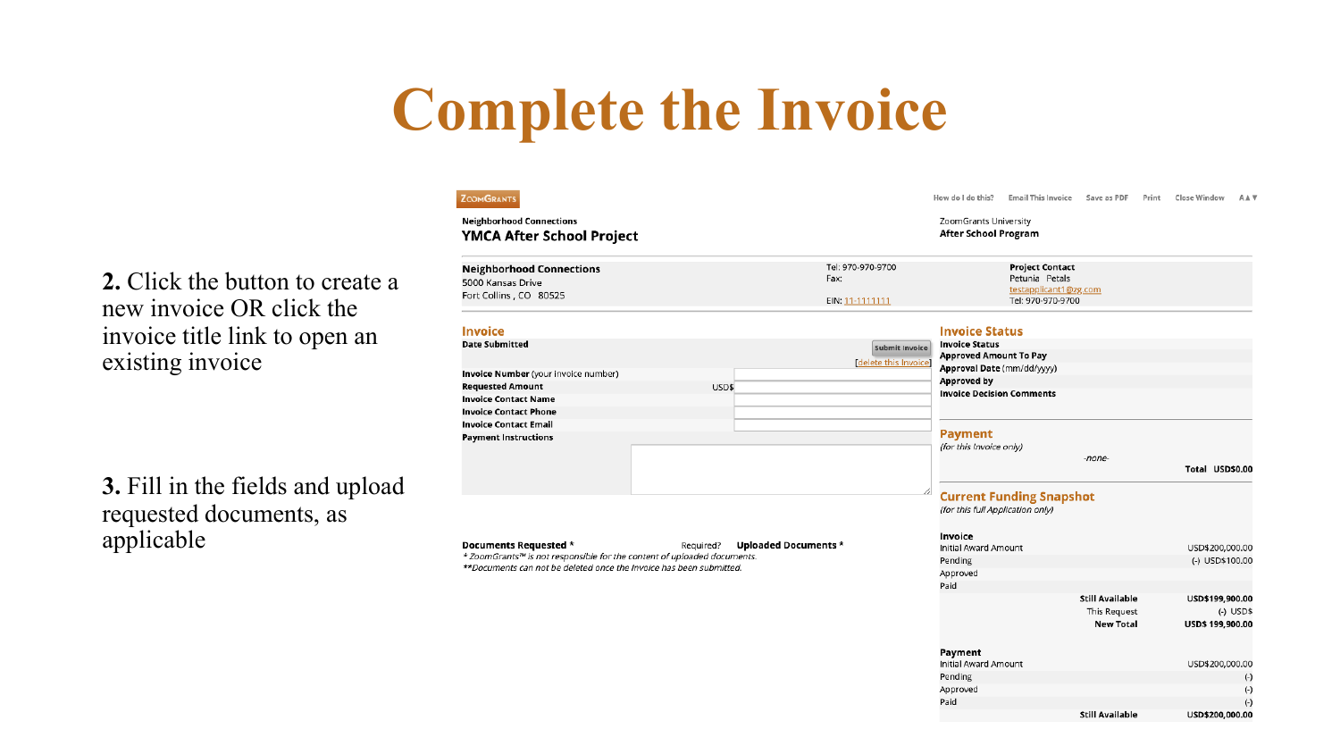# Complete the Invoice

**2.** Click the button to create a new invoice OR click the invoice title link to open an existing invoice

**3.** Fill in the fields and upload requested documents, as applicable

ZoomGrants

How do I do this? Email This Invoice Save as PDF Print Close Window A▲▼

Neighborhood Connections
**YMCA After School Project**

ZoomGrants University
**After School Program**

**Neighborhood Connections**
5000 Kansas Drive
Fort Collins , CO 80525

Tel: 970-970-9700
Fax:
EIN: 11-1111111

**Project Contact**
Petunia Petals
testapplicant1@zg.com
Tel: 970-970-9700

## Invoice

**Date Submitted**

Submit Invoice
[delete this Invoice]

**Invoice Number** (your invoice number)
**Requested Amount** USD$
**Invoice Contact Name**
**Invoice Contact Phone**
**Invoice Contact Email**
**Payment Instructions**

**Documents Requested** * Required? **Uploaded Documents** *

*\* ZoomGrants™ is not responsible for the content of uploaded documents.*
*\*\*Documents can not be deleted once the Invoice has been submitted.*

## Invoice Status

**Invoice Status**
**Approved Amount To Pay**
**Approval Date** (mm/dd/yyyy)
**Approved by**
**Invoice Decision Comments**

## Payment

*(for this Invoice only)*

*-none-*

**Total USD$0.00**

## Current Funding Snapshot

*(for this full Application only)*

| **Invoice** | |
|---|---|
| Initial Award Amount | USD$200,000.00 |
| Pending | (-) USD$100.00 |
| Approved | |
| Paid | |
| **Still Available** | **USD$199,900.00** |
| This Request | (-) USD$ |
| **New Total** | **USD$ 199,900.00** |

| **Payment** | |
|---|---|
| Initial Award Amount | USD$200,000.00 |
| Pending | (-) |
| Approved | (-) |
| Paid | (-) |
| **Still Available** | **USD$200,000.00** |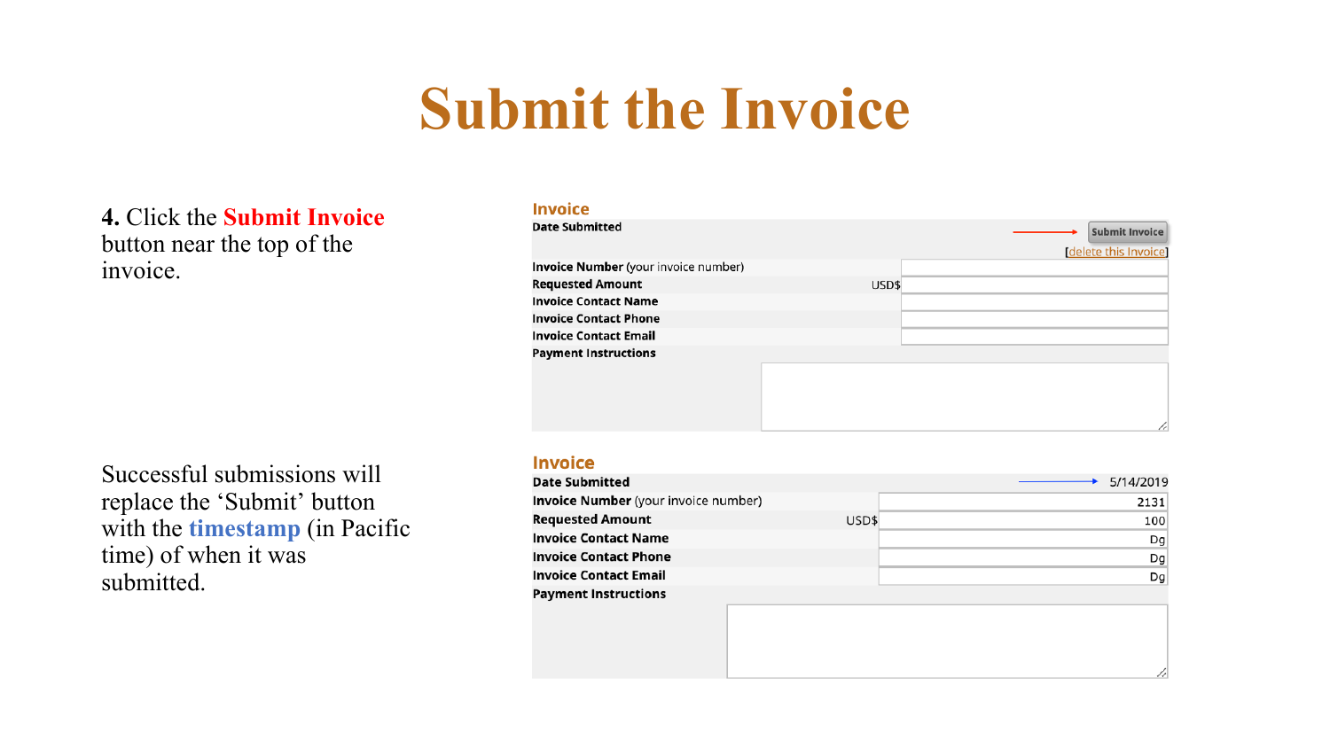# Submit the Invoice

**4.** Click the **Submit Invoice** button near the top of the invoice.

**Invoice**

| Date Submitted | | Submit Invoice [delete this Invoice] |
|---|---|---|
| **Invoice Number** (your invoice number) | | |
| **Requested Amount** | USD$ | |
| **Invoice Contact Name** | | |
| **Invoice Contact Phone** | | |
| **Invoice Contact Email** | | |
| **Payment Instructions** | | |

Successful submissions will replace the 'Submit' button with the **timestamp** (in Pacific time) of when it was submitted.

**Invoice**

| Date Submitted | | 5/14/2019 |
|---|---|---|
| **Invoice Number** (your invoice number) | | 2131 |
| **Requested Amount** | USD$ | 100 |
| **Invoice Contact Name** | | Dg |
| **Invoice Contact Phone** | | Dg |
| **Invoice Contact Email** | | Dg |
| **Payment Instructions** | | |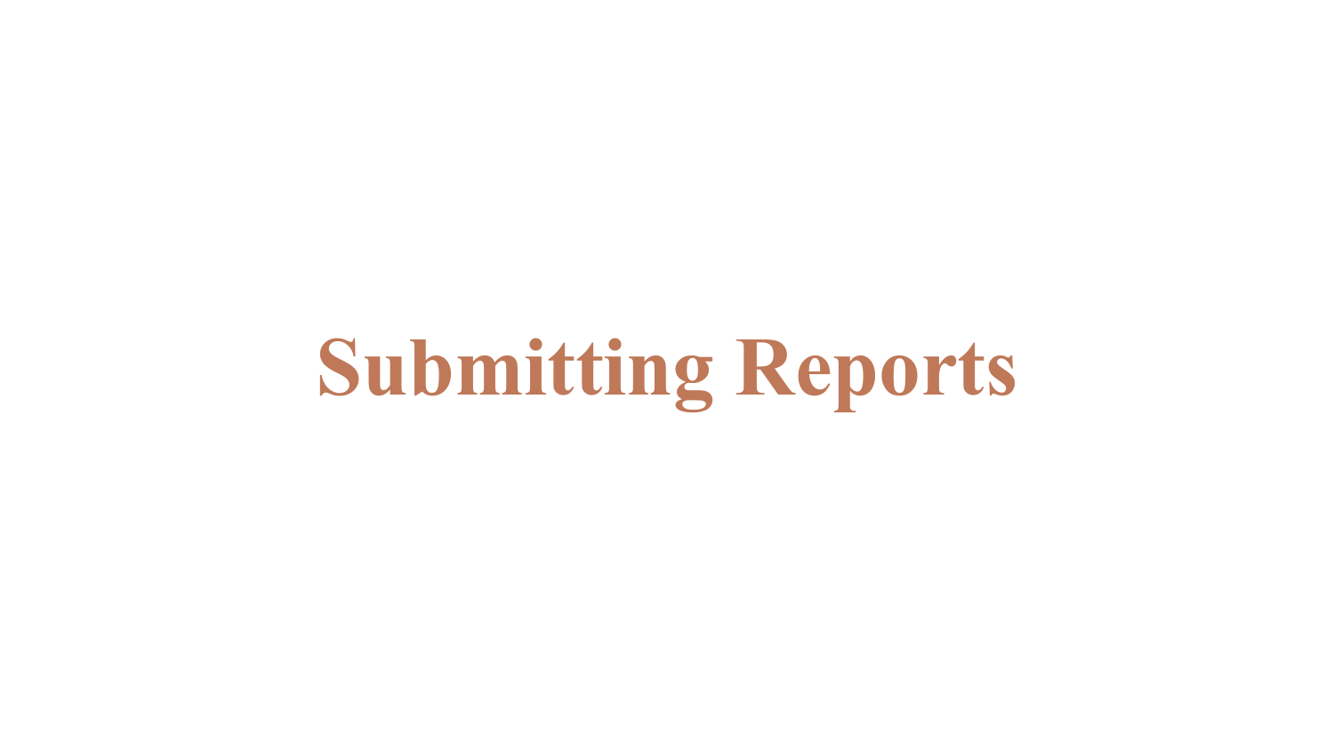# Submitting Reports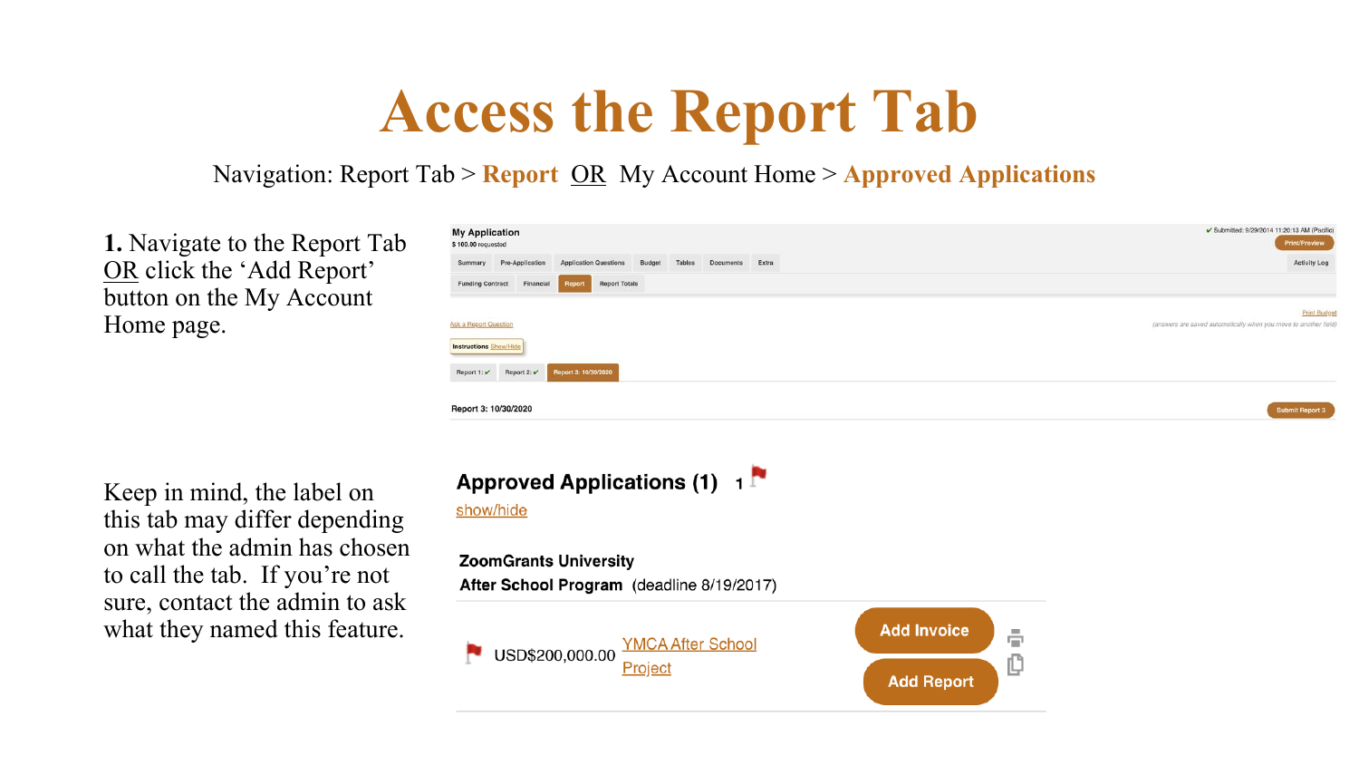# Access the Report Tab

Navigation: Report Tab > **Report** OR My Account Home > **Approved Applications**

**1.** Navigate to the Report Tab OR click the 'Add Report' button on the My Account Home page.

Keep in mind, the label on this tab may differ depending on what the admin has chosen to call the tab. If you're not sure, contact the admin to ask what they named this feature.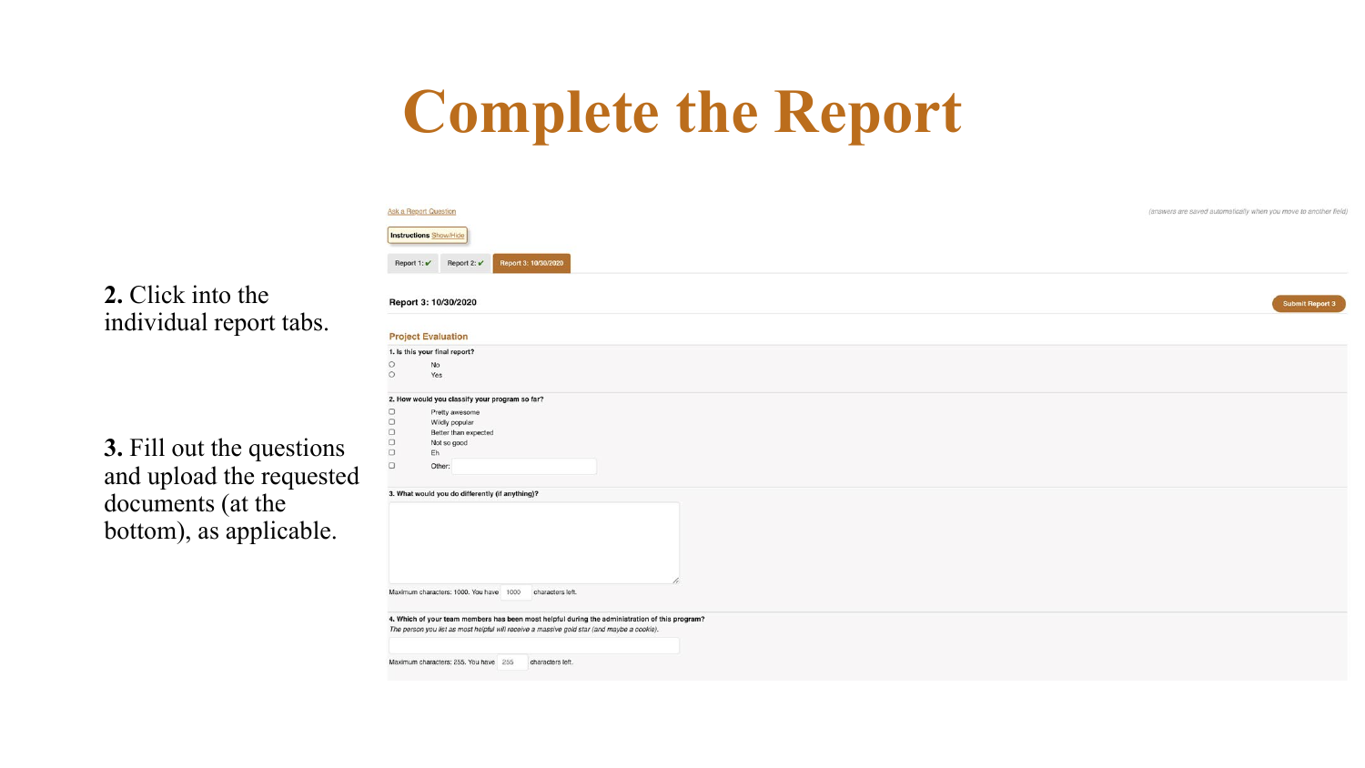# Complete the Report

**2.** Click into the individual report tabs.

**3.** Fill out the questions and upload the requested documents (at the bottom), as applicable.

Ask a Report Question

*(answers are saved automatically when you move to another field)*

Instructions Show/Hide

Report 1: ✔ | Report 2: ✔ | Report 3: 10/30/2020

**Report 3: 10/30/2020**

Submit Report 3

## Project Evaluation

**1. Is this your final report?**

- No
- Yes

**2. How would you classify your program so far?**

- Pretty awesome
- Wildly popular
- Better than expected
- Not so good
- Eh
- Other:

**3. What would you do differently (if anything)?**

Maximum characters: 1000. You have 1000 characters left.

**4. Which of your team members has been most helpful during the administration of this program?**

*The person you list as most helpful will receive a massive gold star (and maybe a cookie).*

Maximum characters: 255. You have 255 characters left.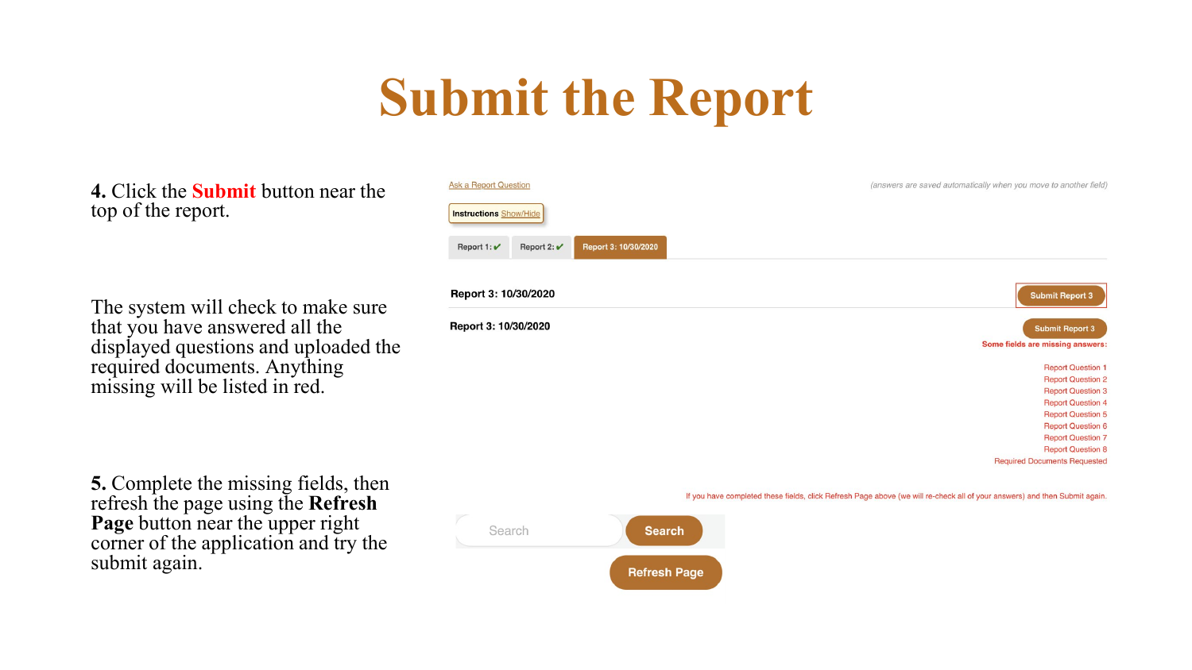# Submit the Report

**4.** Click the **Submit** button near the top of the report.

The system will check to make sure that you have answered all the displayed questions and uploaded the required documents. Anything missing will be listed in red.

**5.** Complete the missing fields, then refresh the page using the **Refresh Page** button near the upper right corner of the application and try the submit again.

Ask a Report Question

(answers are saved automatically when you move to another field)

Instructions Show/Hide

Report 1: ✔ Report 2: ✔ Report 3: 10/30/2020

Report 3: 10/30/2020

Submit Report 3

Report 3: 10/30/2020

Submit Report 3

Some fields are missing answers:

Report Question 1
Report Question 2
Report Question 3
Report Question 4
Report Question 5
Report Question 6
Report Question 7
Report Question 8
Required Documents Requested

If you have completed these fields, click Refresh Page above (we will re-check all of your answers) and then Submit again.

Search

Search

Refresh Page